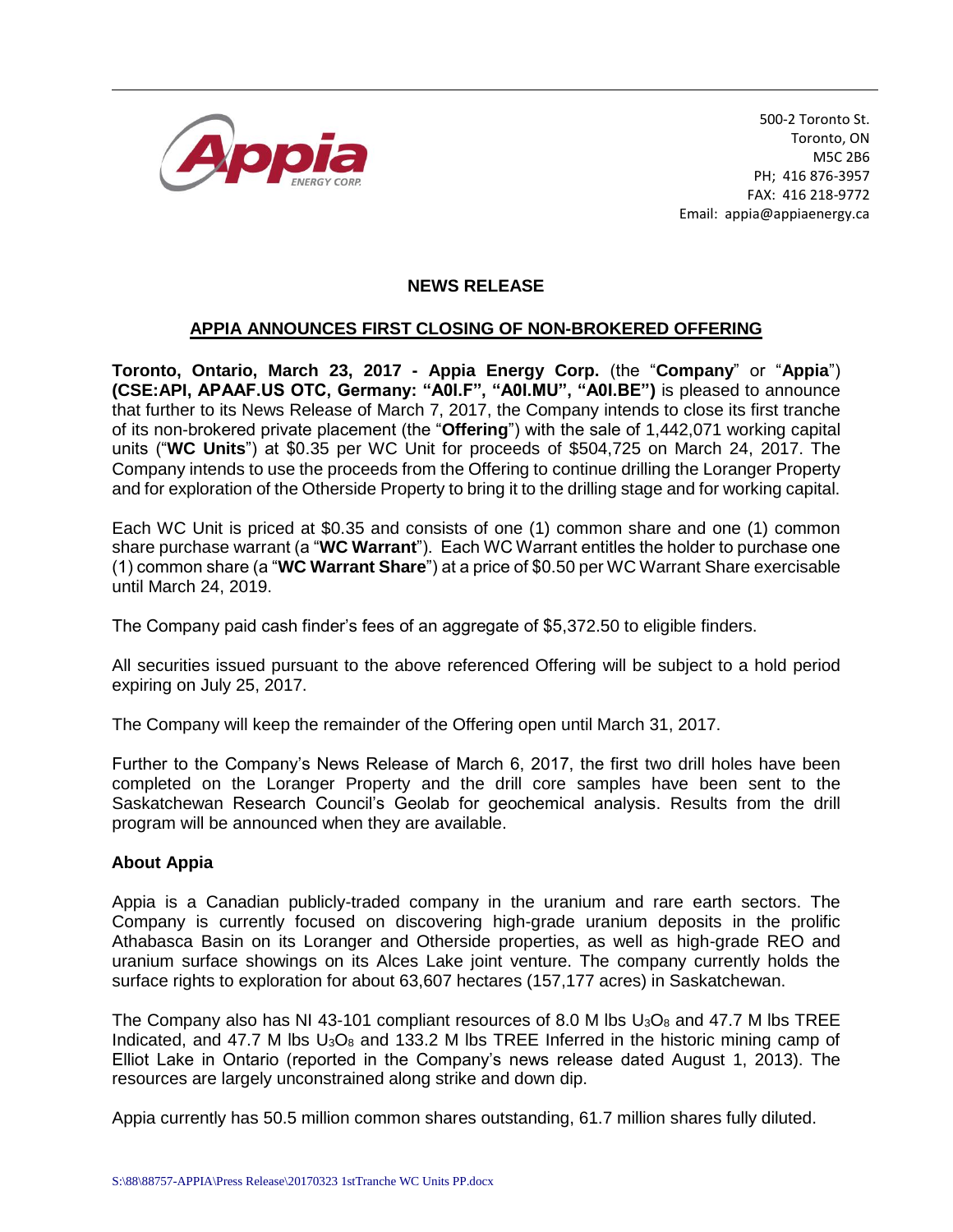500-2 Toronto St.
Toronto, ON
M5C 2B6
PH; 416 876-3957
FAX: 416 218-9772
Email: appia@appiaenergy.ca

## NEWS RELEASE

## APPIA ANNOUNCES FIRST CLOSING OF NON-BROKERED OFFERING

**Toronto, Ontario, March 23, 2017 - Appia Energy Corp.** (the "**Company**" or "**Appia**") **(CSE:API, APAAF.US OTC, Germany: "A0I.F", "A0I.MU", "A0I.BE")** is pleased to announce that further to its News Release of March 7, 2017, the Company intends to close its first tranche of its non-brokered private placement (the "**Offering**") with the sale of 1,442,071 working capital units ("**WC Units**") at $0.35 per WC Unit for proceeds of $504,725 on March 24, 2017. The Company intends to use the proceeds from the Offering to continue drilling the Loranger Property and for exploration of the Otherside Property to bring it to the drilling stage and for working capital.

Each WC Unit is priced at $0.35 and consists of one (1) common share and one (1) common share purchase warrant (a "**WC Warrant**"). Each WC Warrant entitles the holder to purchase one (1) common share (a "**WC Warrant Share**") at a price of $0.50 per WC Warrant Share exercisable until March 24, 2019.

The Company paid cash finder's fees of an aggregate of $5,372.50 to eligible finders.

All securities issued pursuant to the above referenced Offering will be subject to a hold period expiring on July 25, 2017.

The Company will keep the remainder of the Offering open until March 31, 2017.

Further to the Company's News Release of March 6, 2017, the first two drill holes have been completed on the Loranger Property and the drill core samples have been sent to the Saskatchewan Research Council's Geolab for geochemical analysis. Results from the drill program will be announced when they are available.

### About Appia

Appia is a Canadian publicly-traded company in the uranium and rare earth sectors. The Company is currently focused on discovering high-grade uranium deposits in the prolific Athabasca Basin on its Loranger and Otherside properties, as well as high-grade REO and uranium surface showings on its Alces Lake joint venture. The company currently holds the surface rights to exploration for about 63,607 hectares (157,177 acres) in Saskatchewan.

The Company also has NI 43-101 compliant resources of 8.0 M lbs $U_3O_8$ and 47.7 M lbs TREE Indicated, and 47.7 M lbs $U_3O_8$ and 133.2 M lbs TREE Inferred in the historic mining camp of Elliot Lake in Ontario (reported in the Company's news release dated August 1, 2013). The resources are largely unconstrained along strike and down dip.

Appia currently has 50.5 million common shares outstanding, 61.7 million shares fully diluted.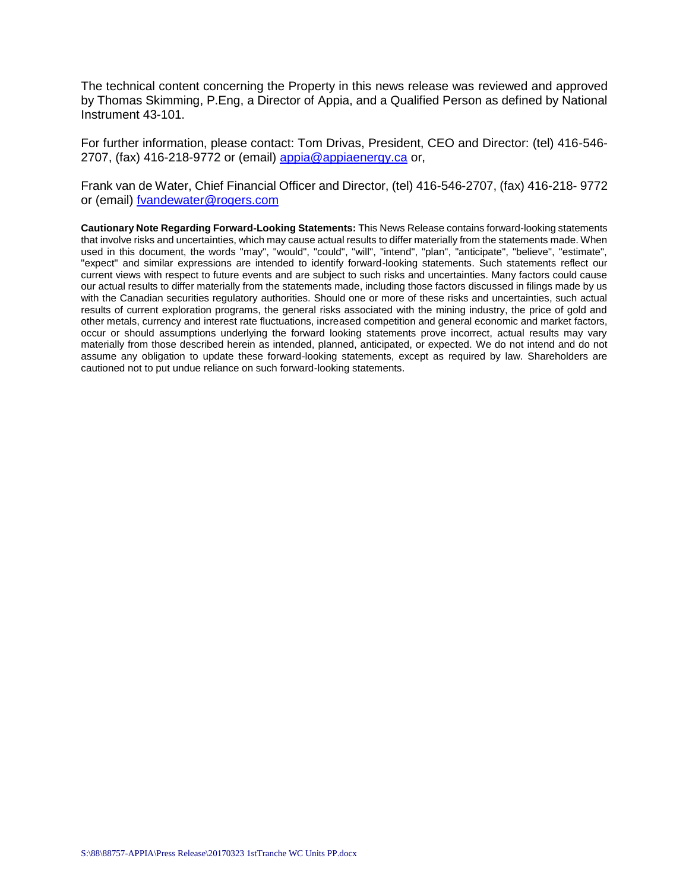The technical content concerning the Property in this news release was reviewed and approved by Thomas Skimming, P.Eng, a Director of Appia, and a Qualified Person as defined by National Instrument 43-101.

For further information, please contact: Tom Drivas, President, CEO and Director: (tel) 416-546-2707, (fax) 416-218-9772 or (email) appia@appiaenergy.ca or,

Frank van de Water, Chief Financial Officer and Director, (tel) 416-546-2707, (fax) 416-218- 9772 or (email) fvandewater@rogers.com

**Cautionary Note Regarding Forward-Looking Statements:** This News Release contains forward-looking statements that involve risks and uncertainties, which may cause actual results to differ materially from the statements made. When used in this document, the words "may", "would", "could", "will", "intend", "plan", "anticipate", "believe", "estimate", "expect" and similar expressions are intended to identify forward-looking statements. Such statements reflect our current views with respect to future events and are subject to such risks and uncertainties. Many factors could cause our actual results to differ materially from the statements made, including those factors discussed in filings made by us with the Canadian securities regulatory authorities. Should one or more of these risks and uncertainties, such actual results of current exploration programs, the general risks associated with the mining industry, the price of gold and other metals, currency and interest rate fluctuations, increased competition and general economic and market factors, occur or should assumptions underlying the forward looking statements prove incorrect, actual results may vary materially from those described herein as intended, planned, anticipated, or expected. We do not intend and do not assume any obligation to update these forward-looking statements, except as required by law. Shareholders are cautioned not to put undue reliance on such forward-looking statements.

S:\88\88757-APPIA\Press Release\20170323 1stTranche WC Units PP.docx